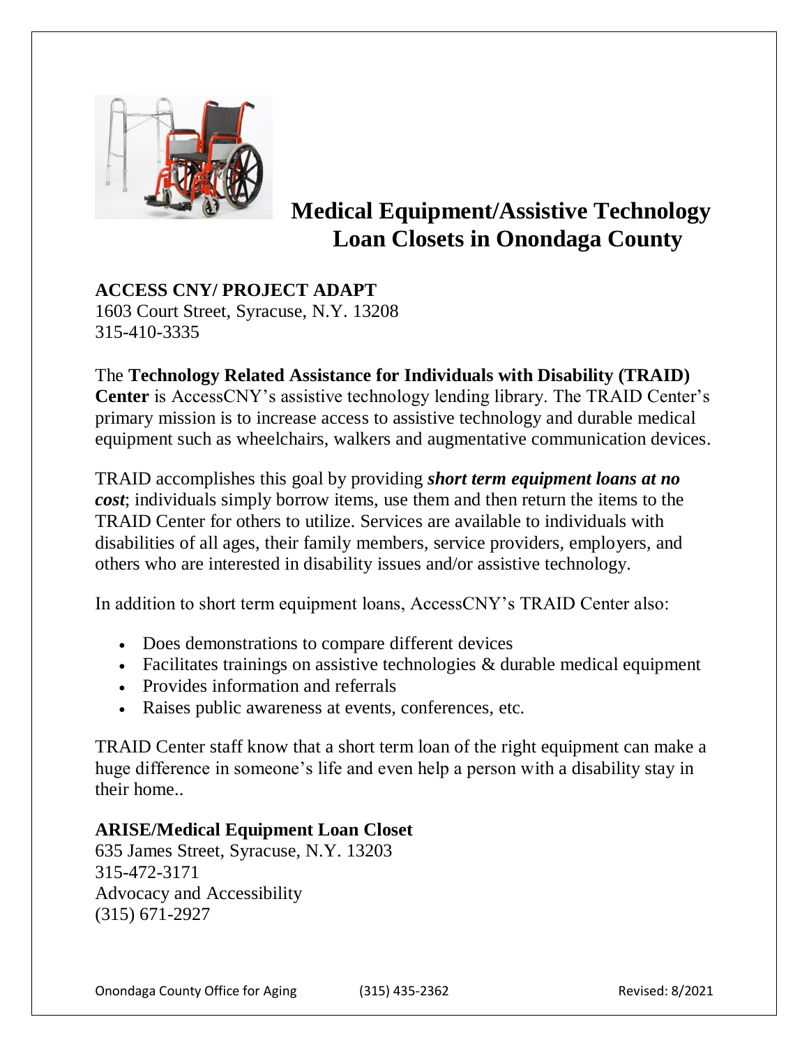# Medical Equipment/Assistive Technology Loan Closets in Onondaga County

**ACCESS CNY/ PROJECT ADAPT**
1603 Court Street, Syracuse, N.Y. 13208
315-410-3335

The **Technology Related Assistance for Individuals with Disability (TRAID) Center** is AccessCNY's assistive technology lending library. The TRAID Center's primary mission is to increase access to assistive technology and durable medical equipment such as wheelchairs, walkers and augmentative communication devices.

TRAID accomplishes this goal by providing ***short term equipment loans at no cost***; individuals simply borrow items, use them and then return the items to the TRAID Center for others to utilize. Services are available to individuals with disabilities of all ages, their family members, service providers, employers, and others who are interested in disability issues and/or assistive technology.

In addition to short term equipment loans, AccessCNY's TRAID Center also:

- Does demonstrations to compare different devices
- Facilitates trainings on assistive technologies & durable medical equipment
- Provides information and referrals
- Raises public awareness at events, conferences, etc.

TRAID Center staff know that a short term loan of the right equipment can make a huge difference in someone's life and even help a person with a disability stay in their home..

**ARISE/Medical Equipment Loan Closet**
635 James Street, Syracuse, N.Y. 13203
315-472-3171
Advocacy and Accessibility
(315) 671-2927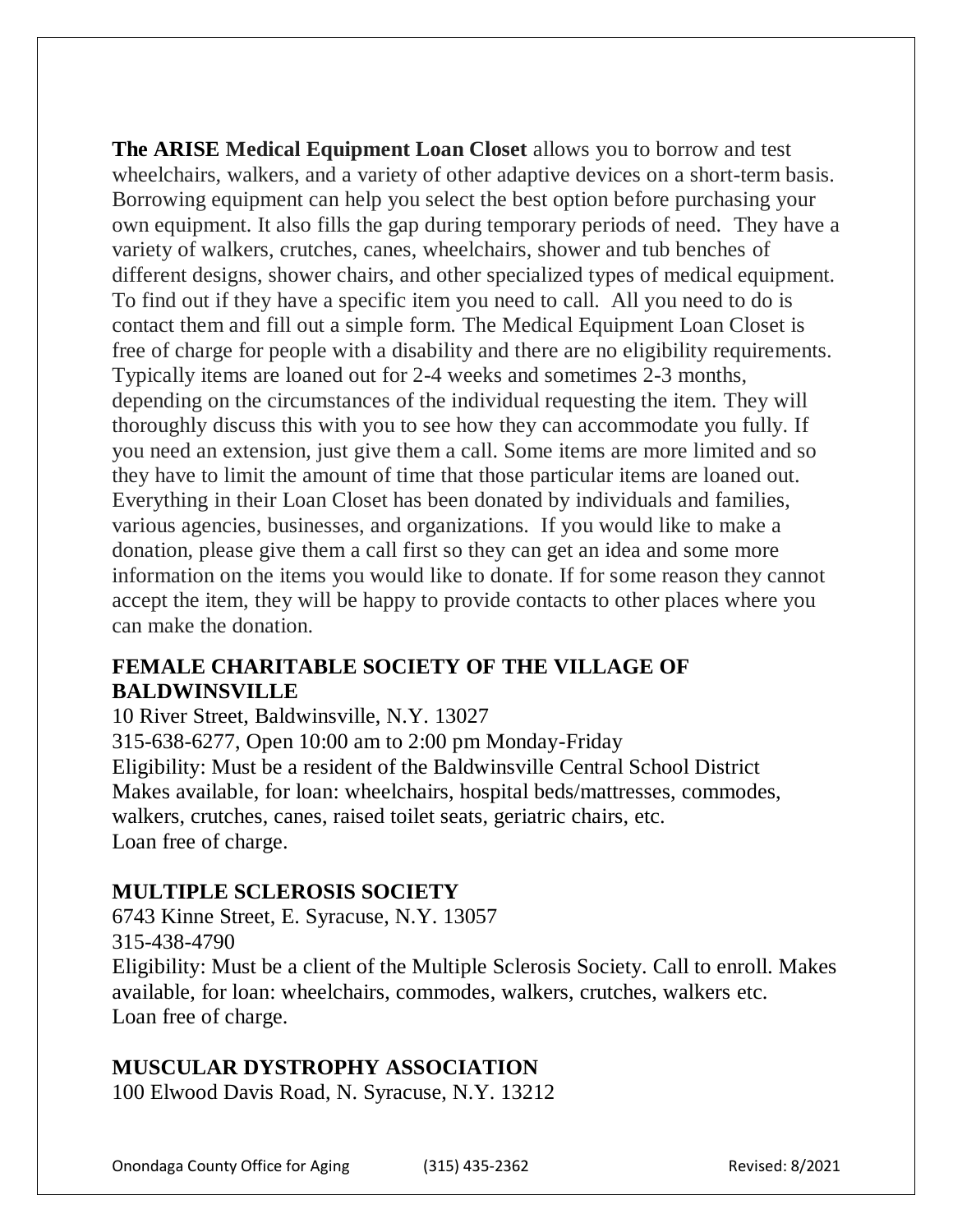**The ARISE Medical Equipment Loan Closet** allows you to borrow and test wheelchairs, walkers, and a variety of other adaptive devices on a short-term basis. Borrowing equipment can help you select the best option before purchasing your own equipment. It also fills the gap during temporary periods of need. They have a variety of walkers, crutches, canes, wheelchairs, shower and tub benches of different designs, shower chairs, and other specialized types of medical equipment. To find out if they have a specific item you need to call. All you need to do is contact them and fill out a simple form. The Medical Equipment Loan Closet is free of charge for people with a disability and there are no eligibility requirements. Typically items are loaned out for 2-4 weeks and sometimes 2-3 months, depending on the circumstances of the individual requesting the item. They will thoroughly discuss this with you to see how they can accommodate you fully. If you need an extension, just give them a call. Some items are more limited and so they have to limit the amount of time that those particular items are loaned out. Everything in their Loan Closet has been donated by individuals and families, various agencies, businesses, and organizations. If you would like to make a donation, please give them a call first so they can get an idea and some more information on the items you would like to donate. If for some reason they cannot accept the item, they will be happy to provide contacts to other places where you can make the donation.

**FEMALE CHARITABLE SOCIETY OF THE VILLAGE OF BALDWINSVILLE**
10 River Street, Baldwinsville, N.Y. 13027
315-638-6277, Open 10:00 am to 2:00 pm Monday-Friday
Eligibility: Must be a resident of the Baldwinsville Central School District
Makes available, for loan: wheelchairs, hospital beds/mattresses, commodes, walkers, crutches, canes, raised toilet seats, geriatric chairs, etc.
Loan free of charge.

**MULTIPLE SCLEROSIS SOCIETY**
6743 Kinne Street, E. Syracuse, N.Y. 13057
315-438-4790
Eligibility: Must be a client of the Multiple Sclerosis Society. Call to enroll. Makes available, for loan: wheelchairs, commodes, walkers, crutches, walkers etc.
Loan free of charge.

**MUSCULAR DYSTROPHY ASSOCIATION**
100 Elwood Davis Road, N. Syracuse, N.Y. 13212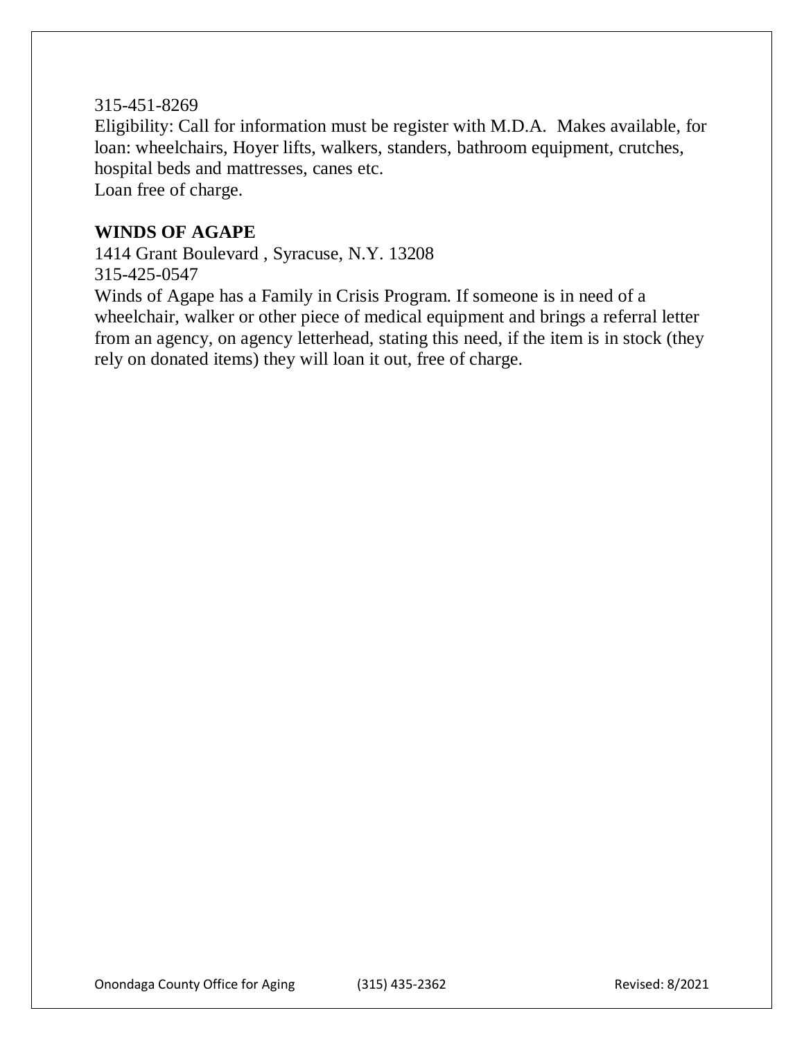315-451-8269

Eligibility: Call for information must be register with M.D.A. Makes available, for loan: wheelchairs, Hoyer lifts, walkers, standers, bathroom equipment, crutches, hospital beds and mattresses, canes etc.

Loan free of charge.

**WINDS OF AGAPE**

1414 Grant Boulevard , Syracuse, N.Y. 13208

315-425-0547

Winds of Agape has a Family in Crisis Program. If someone is in need of a wheelchair, walker or other piece of medical equipment and brings a referral letter from an agency, on agency letterhead, stating this need, if the item is in stock (they rely on donated items) they will loan it out, free of charge.